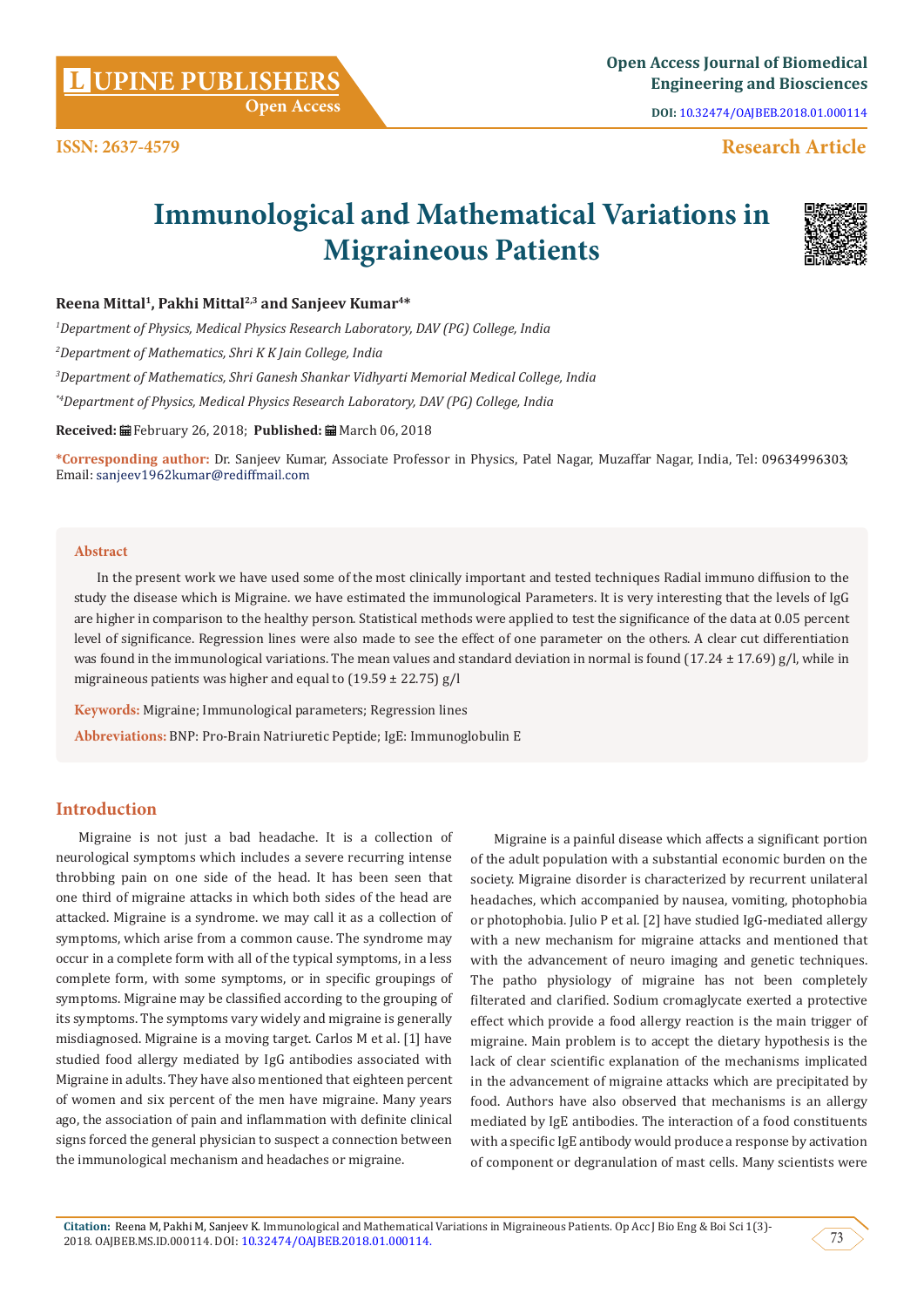# Immunological and Mathematical Variations in Migraineous Patients

**Reena Mittal[1], Pakhi Mittal[2,3] and Sanjeev Kumar[4]***

*[1]Department of Physics, Medical Physics Research Laboratory, DAV (PG) College, India*

*[2]Department of Mathematics, Shri K K Jain College, India*

*[3]Department of Mathematics, Shri Ganesh Shankar Vidhyarti Memorial Medical College, India*

*[*4]Department of Physics, Medical Physics Research Laboratory, DAV (PG) College, India*

**Received:** February 26, 2018; **Published:** March 06, 2018

**\*Corresponding author:** Dr. Sanjeev Kumar, Associate Professor in Physics, Patel Nagar, Muzaffar Nagar, India, Tel: 09634996303; Email: sanjeev1962kumar@rediffmail.com

## Abstract

In the present work we have used some of the most clinically important and tested techniques Radial immuno diffusion to the study the disease which is Migraine. we have estimated the immunological Parameters. It is very interesting that the levels of IgG are higher in comparison to the healthy person. Statistical methods were applied to test the significance of the data at 0.05 percent level of significance. Regression lines were also made to see the effect of one parameter on the others. A clear cut differentiation was found in the immunological variations. The mean values and standard deviation in normal is found (17.24 ± 17.69) g/l, while in migraineous patients was higher and equal to (19.59 ± 22.75) g/l

**Keywords:** Migraine; Immunological parameters; Regression lines

**Abbreviations:** BNP: Pro-Brain Natriuretic Peptide; IgE: Immunoglobulin E

## Introduction

Migraine is not just a bad headache. It is a collection of neurological symptoms which includes a severe recurring intense throbbing pain on one side of the head. It has been seen that one third of migraine attacks in which both sides of the head are attacked. Migraine is a syndrome. we may call it as a collection of symptoms, which arise from a common cause. The syndrome may occur in a complete form with all of the typical symptoms, in a less complete form, with some symptoms, or in specific groupings of symptoms. Migraine may be classified according to the grouping of its symptoms. The symptoms vary widely and migraine is generally misdiagnosed. Migraine is a moving target. Carlos M et al. [1] have studied food allergy mediated by IgG antibodies associated with Migraine in adults. They have also mentioned that eighteen percent of women and six percent of the men have migraine. Many years ago, the association of pain and inflammation with definite clinical signs forced the general physician to suspect a connection between the immunological mechanism and headaches or migraine.

Migraine is a painful disease which affects a significant portion of the adult population with a substantial economic burden on the society. Migraine disorder is characterized by recurrent unilateral headaches, which accompanied by nausea, vomiting, photophobia or photophobia. Julio P et al. [2] have studied IgG-mediated allergy with a new mechanism for migraine attacks and mentioned that with the advancement of neuro imaging and genetic techniques. The patho physiology of migraine has not been completely filterated and clarified. Sodium cromaglycate exerted a protective effect which provide a food allergy reaction is the main trigger of migraine. Main problem is to accept the dietary hypothesis is the lack of clear scientific explanation of the mechanisms implicated in the advancement of migraine attacks which are precipitated by food. Authors have also observed that mechanisms is an allergy mediated by IgE antibodies. The interaction of a food constituents with a specific IgE antibody would produce a response by activation of component or degranulation of mast cells. Many scientists were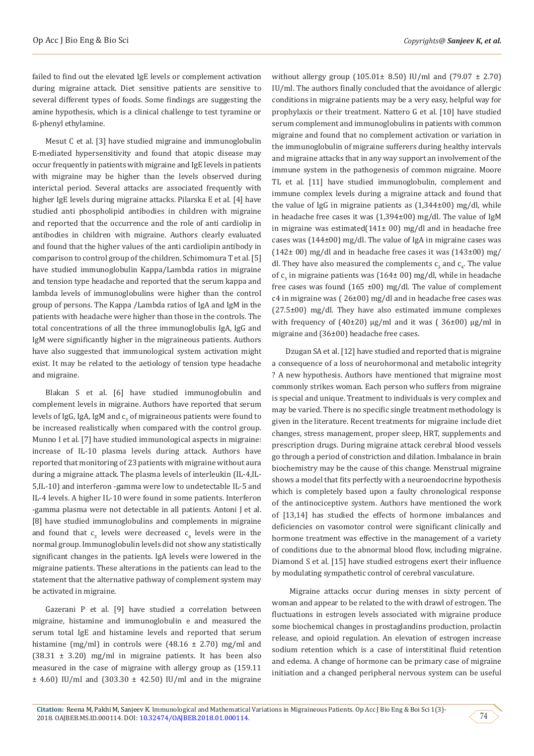failed to find out the elevated IgE levels or complement activation during migraine attack. Diet sensitive patients are sensitive to several different types of foods. Some findings are suggesting the amine hypothesis, which is a clinical challenge to test tyramine or ß-phenyl ethylamine.

Mesut C et al. [3] have studied migraine and immunoglobulin E-mediated hypersensitivity and found that atopic disease may occur frequently in patients with migraine and IgE levels in patients with migraine may be higher than the levels observed during interictal period. Several attacks are associated frequently with higher IgE levels during migraine attacks. Pilarska E et al. [4] have studied anti phospholipid antibodies in children with migraine and reported that the occurrence and the role of anti cardiolip in antibodies in children with migraine. Authors clearly evaluated and found that the higher values of the anti cardiolipin antibody in comparison to control group of the children. Schimomura T et al. [5] have studied immunoglobulin Kappa/Lambda ratios in migraine and tension type headache and reported that the serum kappa and lambda levels of immunoglobulins were higher than the control group of persons. The Kappa /Lambda ratios of IgA and IgM in the patients with headache were higher than those in the controls. The total concentrations of all the three immunoglobulis IgA, IgG and IgM were significantly higher in the migraineous patients. Authors have also suggested that immunological system activation might exist. It may be related to the aetiology of tension type headache and migraine.

Blakan S et al. [6] have studied immunoglobulin and complement levels in migraine. Authors have reported that serum levels of IgG, IgA, IgM and $c_3$ of migraineous patients were found to be increased realistically when compared with the control group. Munno I et al. [7] have studied immunological aspects in migraine: increase of IL-10 plasma levels during attack. Authors have reported that monitoring of 23 patients with migraine without aura during a migraine attack. The plasma levels of interleukin (IL-4,IL-5,IL-10) and interferon -gamma were low to undetectable IL-5 and IL-4 levels. A higher IL-10 were found in some patients. Interferon -gamma plasma were not detectable in all patients. Antoni J et al. [8] have studied immunoglobulins and complements in migraine and found that $c_3$ levels were decreased $c_4$ levels were in the normal group. Immunoglobulin levels did not show any statistically significant changes in the patients. IgA levels were lowered in the migraine patients. These alterations in the patients can lead to the statement that the alternative pathway of complement system may be activated in migraine.

Gazerani P et al. [9] have studied a correlation between migraine, histamine and immunoglobulin e and measured the serum total IgE and histamine levels and reported that serum histamine (mg/ml) in controls were (48.16 ± 2.70) mg/ml and (38.31 ± 3.20) mg/ml in migraine patients. It has been also measured in the case of migraine with allergy group as (159.11 ± 4.60) IU/ml and (303.30 ± 42.50) IU/ml and in the migraine without allergy group (105.01± 8.50) IU/ml and (79.07 ± 2.70) IU/ml. The authors finally concluded that the avoidance of allergic conditions in migraine patients may be a very easy, helpful way for prophylaxis or their treatment. Nattero G et al. [10] have studied serum complement and immunoglobulins in patients with common migraine and found that no complement activation or variation in the immunoglobulin of migraine sufferers during healthy intervals and migraine attacks that in any way support an involvement of the immune system in the pathogenesis of common migraine. Moore TL et al. [11] have studied immunoglobulin, complement and immune complex levels during a migraine attack and found that the value of IgG in migraine patients as (1,344±00) mg/dl, while in headache free cases it was (1,394±00) mg/dl. The value of IgM in migraine was estimated(141± 00) mg/dl and in headache free cases was (144±00) mg/dl. The value of IgA in migraine cases was (142± 00) mg/dl and in headache free cases it was (143±00) mg/dl. They have also measured the complements $c_3$ and $c_4$. The value of $c_3$ in migraine patients was (164± 00) mg/dl, while in headache free cases was found (165 ±00) mg/dl. The value of complement c4 in migraine was ( 26±00) mg/dl and in headache free cases was (27.5±00) mg/dl. They have also estimated immune complexes with frequency of (40±20) µg/ml and it was ( 36±00) µg/ml in migraine and (36±00) headache free cases.

Dzugan SA et al. [12] have studied and reported that is migraine a consequence of a loss of neurohormonal and metabolic integrity ? A new hypothesis. Authors have mentioned that migraine most commonly strikes woman. Each person who suffers from migraine is special and unique. Treatment to individuals is very complex and may be varied. There is no specific single treatment methodology is given in the literature. Recent treatments for migraine include diet changes, stress management, proper sleep, HRT, supplements and prescription drugs. During migraine attack cerebral blood vessels go through a period of constriction and dilation. Imbalance in brain biochemistry may be the cause of this change. Menstrual migraine shows a model that fits perfectly with a neuroendocrine hypothesis which is completely based upon a faulty chronological response of the antinociceptive system. Authors have mentioned the work of [13,14] has studied the effects of hormone imbalances and deficiencies on vasomotor control were significant clinically and hormone treatment was effective in the management of a variety of conditions due to the abnormal blood flow, including migraine. Diamond S et al. [15] have studied estrogens exert their influence by modulating sympathetic control of cerebral vasculature.

Migraine attacks occur during menses in sixty percent of woman and appear to be related to the with drawl of estrogen. The fluctuations in estrogen levels associated with migraine produce some biochemical changes in prostaglandins production, prolactin release, and opioid regulation. An elevation of estrogen increase sodium retention which is a case of interstitinal fluid retention and edema. A change of hormone can be primary case of migraine initiation and a changed peripheral nervous system can be useful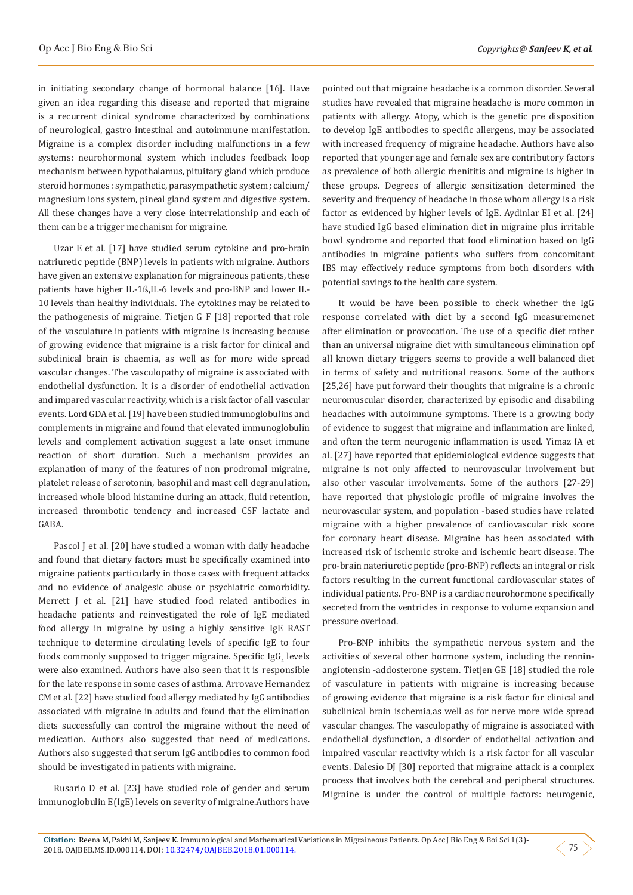in initiating secondary change of hormonal balance [16]. Have given an idea regarding this disease and reported that migraine is a recurrent clinical syndrome characterized by combinations of neurological, gastro intestinal and autoimmune manifestation. Migraine is a complex disorder including malfunctions in a few systems: neurohormonal system which includes feedback loop mechanism between hypothalamus, pituitary gland which produce steroid hormones : sympathetic, parasympathetic system ; calcium/ magnesium ions system, pineal gland system and digestive system. All these changes have a very close interrelationship and each of them can be a trigger mechanism for migraine.

Uzar E et al. [17] have studied serum cytokine and pro-brain natriuretic peptide (BNP) levels in patients with migraine. Authors have given an extensive explanation for migraineous patients, these patients have higher IL-1ß,IL-6 levels and pro-BNP and lower IL-10 levels than healthy individuals. The cytokines may be related to the pathogenesis of migraine. Tietjen G F [18] reported that role of the vasculature in patients with migraine is increasing because of growing evidence that migraine is a risk factor for clinical and subclinical brain is chaemia, as well as for more wide spread vascular changes. The vasculopathy of migraine is associated with endothelial dysfunction. It is a disorder of endothelial activation and impared vascular reactivity, which is a risk factor of all vascular events. Lord GDA et al. [19] have been studied immunoglobulins and complements in migraine and found that elevated immunoglobulin levels and complement activation suggest a late onset immune reaction of short duration. Such a mechanism provides an explanation of many of the features of non prodromal migraine, platelet release of serotonin, basophil and mast cell degranulation, increased whole blood histamine during an attack, fluid retention, increased thrombotic tendency and increased CSF lactate and GABA.

Pascol J et al. [20] have studied a woman with daily headache and found that dietary factors must be specifically examined into migraine patients particularly in those cases with frequent attacks and no evidence of analgesic abuse or psychiatric comorbidity. Merrett J et al. [21] have studied food related antibodies in headache patients and reinvestigated the role of IgE mediated food allergy in migraine by using a highly sensitive IgE RAST technique to determine circulating levels of specific IgE to four foods commonly supposed to trigger migraine. Specific $IgG_4$ levels were also examined. Authors have also seen that it is responsible for the late response in some cases of asthma. Arrovave Hernandez CM et al. [22] have studied food allergy mediated by IgG antibodies associated with migraine in adults and found that the elimination diets successfully can control the migraine without the need of medication. Authors also suggested that need of medications. Authors also suggested that serum IgG antibodies to common food should be investigated in patients with migraine.

Rusario D et al. [23] have studied role of gender and serum immunoglobulin E(IgE) levels on severity of migraine.Authors have pointed out that migraine headache is a common disorder. Several studies have revealed that migraine headache is more common in patients with allergy. Atopy, which is the genetic pre disposition to develop IgE antibodies to specific allergens, may be associated with increased frequency of migraine headache. Authors have also reported that younger age and female sex are contributory factors as prevalence of both allergic rhenititis and migraine is higher in these groups. Degrees of allergic sensitization determined the severity and frequency of headache in those whom allergy is a risk factor as evidenced by higher levels of IgE. Aydinlar EI et al. [24] have studied IgG based elimination diet in migraine plus irritable bowl syndrome and reported that food elimination based on IgG antibodies in migraine patients who suffers from concomitant IBS may effectively reduce symptoms from both disorders with potential savings to the health care system.

It would be have been possible to check whether the IgG response correlated with diet by a second IgG measuremenet after elimination or provocation. The use of a specific diet rather than an universal migraine diet with simultaneous elimination opf all known dietary triggers seems to provide a well balanced diet in terms of safety and nutritional reasons. Some of the authors [25,26] have put forward their thoughts that migraine is a chronic neuromuscular disorder, characterized by episodic and disabiling headaches with autoimmune symptoms. There is a growing body of evidence to suggest that migraine and inflammation are linked, and often the term neurogenic inflammation is used. Yimaz IA et al. [27] have reported that epidemiological evidence suggests that migraine is not only affected to neurovascular involvement but also other vascular involvements. Some of the authors [27-29] have reported that physiologic profile of migraine involves the neurovascular system, and population -based studies have related migraine with a higher prevalence of cardiovascular risk score for coronary heart disease. Migraine has been associated with increased risk of ischemic stroke and ischemic heart disease. The pro-brain nateriuretic peptide (pro-BNP) reflects an integral or risk factors resulting in the current functional cardiovascular states of individual patients. Pro-BNP is a cardiac neurohormone specifically secreted from the ventricles in response to volume expansion and pressure overload.

Pro-BNP inhibits the sympathetic nervous system and the activities of several other hormone system, including the rennin-angiotensin -addosterone system. Tietjen GE [18] studied the role of vasculature in patients with migraine is increasing because of growing evidence that migraine is a risk factor for clinical and subclinical brain ischemia,as well as for nerve more wide spread vascular changes. The vasculopathy of migraine is associated with endothelial dysfunction, a disorder of endothelial activation and impaired vascular reactivity which is a risk factor for all vascular events. Dalesio DJ [30] reported that migraine attack is a complex process that involves both the cerebral and peripheral structures. Migraine is under the control of multiple factors: neurogenic,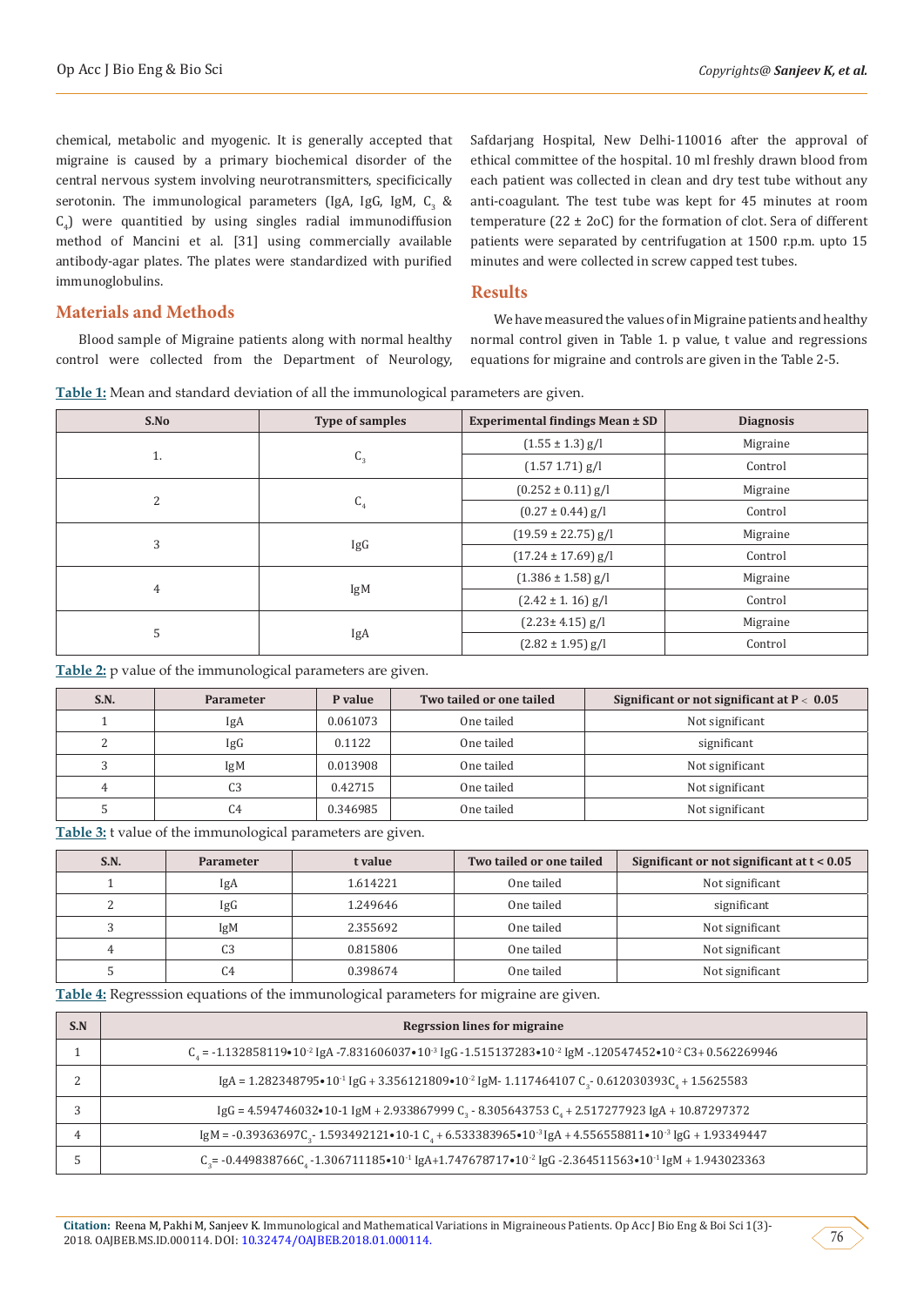chemical, metabolic and myogenic. It is generally accepted that migraine is caused by a primary biochemical disorder of the central nervous system involving neurotransmitters, specificically serotonin. The immunological parameters (IgA, IgG, IgM, $C_3$ & $C_4$) were quantitied by using singles radial immunodiffusion method of Mancini et al. [31] using commercially available antibody-agar plates. The plates were standardized with purified immunoglobulins.

## Materials and Methods

Blood sample of Migraine patients along with normal healthy control were collected from the Department of Neurology, Safdarjang Hospital, New Delhi-110016 after the approval of ethical committee of the hospital. 10 ml freshly drawn blood from each patient was collected in clean and dry test tube without any anti-coagulant. The test tube was kept for 45 minutes at room temperature (22 ± 2oC) for the formation of clot. Sera of different patients were separated by centrifugation at 1500 r.p.m. upto 15 minutes and were collected in screw capped test tubes.

## Results

We have measured the values of in Migraine patients and healthy normal control given in Table 1. p value, t value and regressions equations for migraine and controls are given in the Table 2-5.

**Table 1:** Mean and standard deviation of all the immunological parameters are given.

| S.No | Type of samples | Experimental findings Mean ± SD | Diagnosis |
|---|---|---|---|
| 1. | $C_3$ | (1.55 ± 1.3) g/l | Migraine |
| | | (1.57 1.71) g/l | Control |
| 2 | $C_4$ | (0.252 ± 0.11) g/l | Migraine |
| | | (0.27 ± 0.44) g/l | Control |
| 3 | IgG | (19.59 ± 22.75) g/l | Migraine |
| | | (17.24 ± 17.69) g/l | Control |
| 4 | IgM | (1.386 ± 1.58) g/l | Migraine |
| | | (2.42 ± 1. 16) g/l | Control |
| 5 | IgA | (2.23± 4.15) g/l | Migraine |
| | | (2.82 ± 1.95) g/l | Control |

**Table 2:** p value of the immunological parameters are given.

| S.N. | Parameter | P value | Two tailed or one tailed | Significant or not significant at $P < 0.05$ |
|---|---|---|---|---|
| 1 | IgA | 0.061073 | One tailed | Not significant |
| 2 | IgG | 0.1122 | One tailed | significant |
| 3 | IgM | 0.013908 | One tailed | Not significant |
| 4 | C3 | 0.42715 | One tailed | Not significant |
| 5 | C4 | 0.346985 | One tailed | Not significant |

**Table 3:** t value of the immunological parameters are given.

| S.N. | Parameter | t value | Two tailed or one tailed | Significant or not significant at $t < 0.05$ |
|---|---|---|---|---|
| 1 | IgA | 1.614221 | One tailed | Not significant |
| 2 | IgG | 1.249646 | One tailed | significant |
| 3 | IgM | 2.355692 | One tailed | Not significant |
| 4 | C3 | 0.815806 | One tailed | Not significant |
| 5 | C4 | 0.398674 | One tailed | Not significant |

**Table 4:** Regresssion equations of the immunological parameters for migraine are given.

| S.N | Regrssion lines for migraine |
|---|---|
| 1 | $C_4 = -1.132858119{\bullet}10^{-2}$ IgA $-7.831606037{\bullet}10^{-3}$ IgG $-1.515137283{\bullet}10^{-2}$ IgM $-.120547452{\bullet}10^{-2}$ C3+ 0.562269946 |
| 2 | IgA = $1.282348795{\bullet}10^{-1}$ IgG + $3.356121809{\bullet}10^{-2}$ IgM- 1.117464107 $C_3$- 0.612030393$C_4$ + 1.5625583 |
| 3 | IgG = 4.594746032•10-1 IgM + 2.933867999 $C_3$ - 8.305643753 $C_4$ + 2.517277923 IgA + 10.87297372 |
| 4 | IgM = -0.39363697$C_3$- 1.593492121•10-1 $C_4$ + $6.533383965{\bullet}10^{-3}$IgA + $4.556558811{\bullet}10^{-3}$ IgG + 1.93349447 |
| 5 | $C_3$= -0.449838766$C_4$ $-1.306711185{\bullet}10^{-1}$ IgA+$1.747678717{\bullet}10^{-2}$ IgG $-2.364511563{\bullet}10^{-1}$ IgM + 1.943023363 |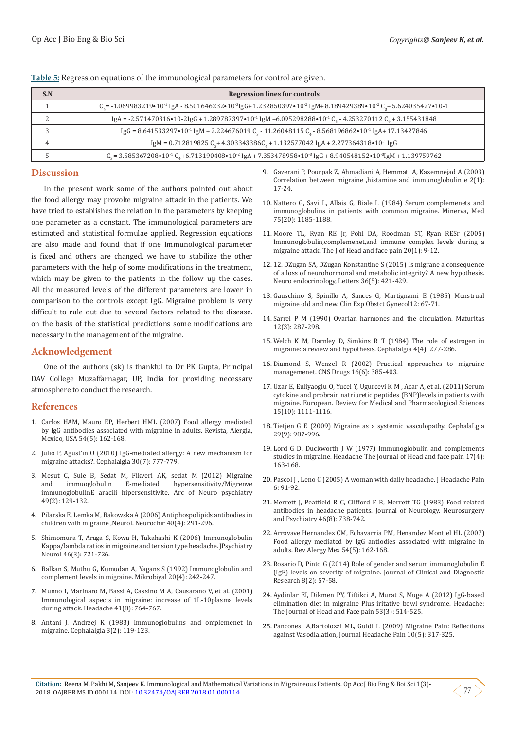**Table 5:** Regression equations of the immunological parameters for control are given.

| S.N | Regression lines for controls |
|---|---|
| 1 | $C_4 = -1.069983219\bullet10^{-1}$ IgA - $8.501646232\bullet10^{-3}$IgG+ $1.232850397\bullet10^{-2}$ IgM+ $8.189429389\bullet10^{-2}$ $C_3$+ $5.624035427\bullet10$-1 |
| 2 | IgA = -2.571470316•10-2IgG + $1.289787397\bullet10^{-1}$ IgM +$6.095298288\bullet10^{-1}$ $C_3$ - 4.253270112 $C_4$ + 3.155431848 |
| 3 | IgG = $8.641533297\bullet10^{-1}$ IgM + 2.224676019 $C_3$ - 11.26048115 $C_4$ - $8.568196862\bullet10^{-1}$ IgA+ 17.13427846 |
| 4 | IgM = 0.712819825 $C_3$+ 4.303343386$C_4$ + 1.132577042 IgA + $2.277364318\bullet10^{-1}$ IgG |
| 5 | $C_3$ = $3.585367208\bullet10^{-1}$ $C_4$ +$6.713190408\bullet10^{-2}$ IgA + $7.353478958\bullet10^{-3}$ IgG + $8.940548152\bullet10^{-3}$IgM + 1.139759762 |

## Discussion

In the present work some of the authors pointed out about the food allergy may provoke migraine attack in the patients. We have tried to establishes the relation in the parameters by keeping one parameter as a constant. The immunological parameters are estimated and statistical formulae applied. Regression equations are also made and found that if one immunological parameter is fixed and others are changed. we have to stabilize the other parameters with the help of some modifications in the treatment, which may be given to the patients in the follow up the cases. All the measured levels of the different parameters are lower in comparison to the controls except IgG. Migraine problem is very difficult to rule out due to several factors related to the disease. on the basis of the statistical predictions some modifications are necessary in the management of the migraine.

## Acknowledgement

One of the authors (sk) is thankful to Dr PK Gupta, Principal DAV College Muzaffarnagar, UP, India for providing necessary atmosphere to conduct the research.

## References

1. Carlos HAM, Mauro EP, Herbert HML (2007) Food allergy mediated by IgG antibodies associated with migraine in adults. Revista, Alergia, Mexico, USA 54(5): 162-168.
2. Julio P, Agust'in O (2010) IgG-mediated allergy: A new mechanism for migraine attacks?. Cephalalgia 30(7): 777-779.
3. Mesut C, Sule B, Sedat M, Fikveri AK, sedat M (2012) Migraine and immuoglobulin E-mediated hypersensitivity/Migrenve immunoglobulinE aracili hipersensitivite. Arc of Neuro psychiatry 49(2): 129-132.
4. Pilarska E, Lemka M, Bakowska A (2006) Antiphospolipids antibodies in children with migraine ,Neurol. Neurochir 40(4): 291-296.
5. Shimomura T, Araga S, Kowa H, Takahashi K (2006) Immunoglobulin Kappa/lambda ratios in migraine and tension type headache. JPsychiatry Neurol 46(3): 721-726.
6. Balkan S, Muthu G, Kumudan A, Yagans S (1992) Immunoglobulin and complement levels in migraine. Mikrobiyal 20(4): 242-247.
7. Munno I, Marinaro M, Bassi A, Cassino M A, Causarano V, et al. (2001) Immunological aspects in migraine: increase of 1L-10plasma levels during attack. Headache 41(8): 764-767.
8. Antani J, Andrzej K (1983) Immunoglobulins and omplemenet in migraine. Cephalalgia 3(2): 119-123.
9. Gazerani P, Pourpak Z, Ahmadiani A, Hemmati A, Kazemnejad A (2003) Correlation between migraine ,histamine and immunoglobulin e 2(1): 17-24.
10. Nattero G, Savi L, Allais G, Biale L (1984) Serum complemenets and immunoglobulins in patients with common migraine. Minerva, Med 75(20): 1185-1188.
11. Moore TL, Ryan RE Jr, Pohl DA, Roodman ST, Ryan RESr (2005) Immunoglobulin,complemenet,and immune complex levels during a migraine attack. The J of Head and face pain 20(1): 9-12.
12. 12. DZugan SA, DZugan Konstantine S (2015) Is migrane a consequence of a loss of neurohormonal and metabolic integrity? A new hypothesis. Neuro endocrinology, Letters 36(5): 421-429.
13. Gauschino S, Spinillo A, Sances G, Martignami E (1985) Menstrual migraine old and new. Clin Exp Obstct Gynecol12: 67-71.
14. Sarrel P M (1990) Ovarian harmones and the circulation. Maturitas 12(3): 287-298.
15. Welch K M, Darnley D, Simkins R T (1984) The role of estrogen in migraine: a review and hypothesis. Cephalalgia 4(4): 277-286.
16. Diamond S, Wenzel R (2002) Practical approaches to migraine managemenet. CNS Drugs 16(6): 385-403.
17. Uzar E, Euliyaoglu O, Yucel Y, Ugurcevi K M , Acar A, et al. (2011) Serum cytokine and probrain natriuretic peptides (BNP)levels in patients with migraine. European. Review for Medical and Pharmacological Sciences 15(10): 1111-1116.
18. Tietjen G E (2009) Migraine as a systemic vasculopathy. CephalaLgia 29(9): 987-996.
19. Lord G D, Duckworth J W (1977) Immunoglobulin and complements studies in migraine. Headache The journal of Head and face pain 17(4): 163-168.
20. Pascol J , Leno C (2005) A woman with daily headache. J Headache Pain 6: 91-92.
21. Merrett J, Peatfield R C, Clifford F R, Merrett TG (1983) Food related antibodies in headache patients. Journal of Neurology. Neurosurgery and Psychiatry 46(8): 738-742.
22. Arrovave Hernandez CM, Echavarria PM, Henandez Montiel HL (2007) Food allergy mediated by IgG antiodies associated with migraine in adults. Rev Alergy Mex 54(5): 162-168.
23. Rosario D, Pinto G (2014) Role of gender and serum immunoglobulin E (IgE) levels on severity of migraine. Journal of Clinical and Diagnostic Research 8(2): 57-58.
24. Aydinlar EI, Dikmen PY, Tiftikci A, Murat S, Muge A (2012) IgG-based elimination diet in migraine Plus iritative bowl syndrome. Headache: The Journal of Head and Face pain 53(3): 514-525.
25. Panconesi A,Bartolozzi ML, Guidi L (2009) Migraine Pain: Reflections against Vasodialation, Journal Headache Pain 10(5): 317-325.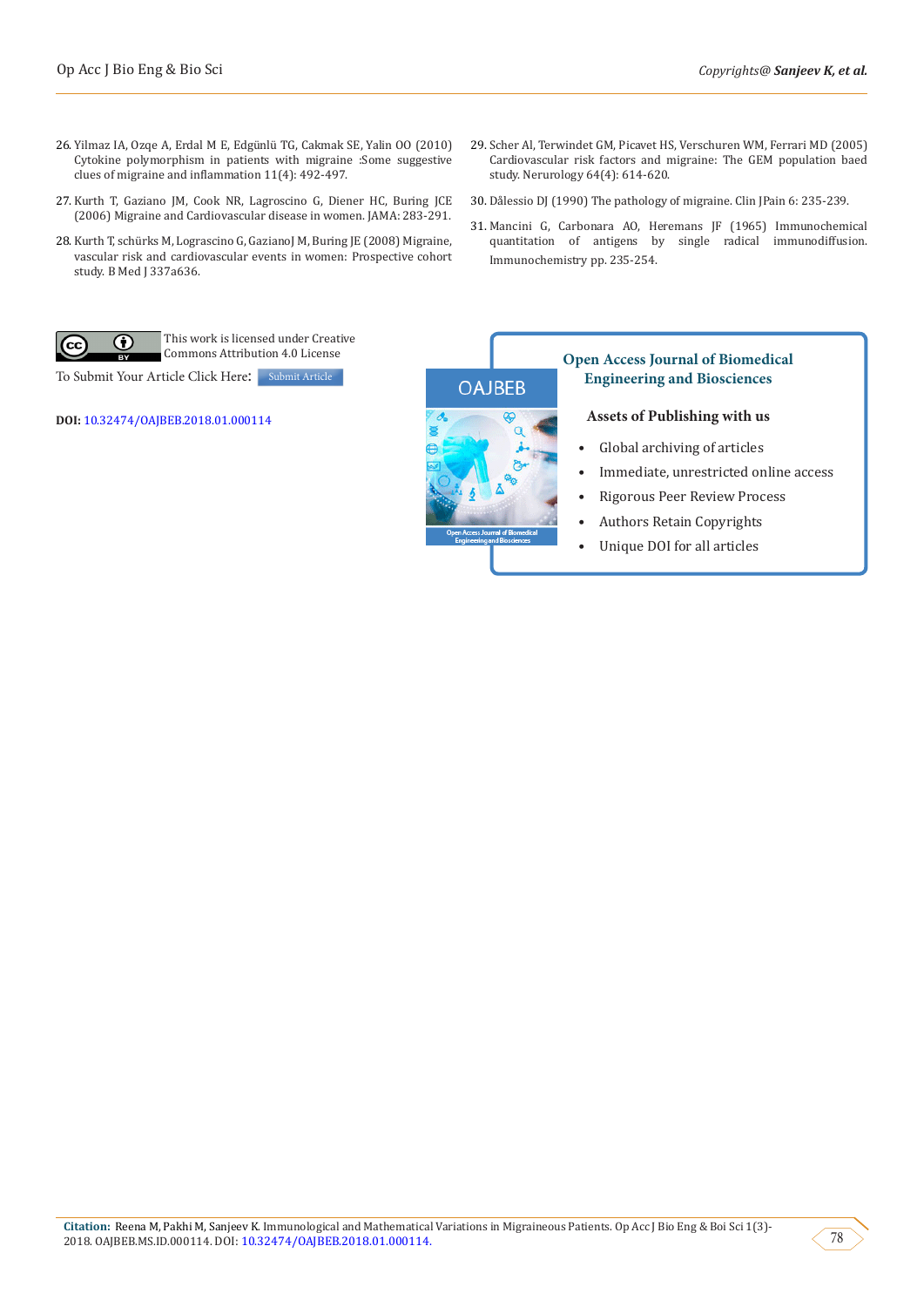26. Yilmaz IA, Ozqe A, Erdal M E, Edgünlü TG, Cakmak SE, Yalin OO (2010) Cytokine polymorphism in patients with migraine :Some suggestive clues of migraine and inflammation 11(4): 492-497.
27. Kurth T, Gaziano JM, Cook NR, Lagroscino G, Diener HC, Buring JCE (2006) Migraine and Cardiovascular disease in women. JAMA: 283-291.
28. Kurth T, schürks M, Lograscino G, GazianoJ M, Buring JE (2008) Migraine, vascular risk and cardiovascular events in women: Prospective cohort study. B Med J 337a636.
29. Scher Al, Terwindet GM, Picavet HS, Verschuren WM, Ferrari MD (2005) Cardiovascular risk factors and migraine: The GEM population baed study. Nerurology 64(4): 614-620.
30. Dålessio DJ (1990) The pathology of migraine. Clin JPain 6: 235-239.
31. Mancini G, Carbonara AO, Heremans JF (1965) Immunochemical quantitation of antigens by single radical immunodiffusion. Immunochemistry pp. 235-254.

This work is licensed under Creative Commons Attribution 4.0 License

To Submit Your Article Click Here: Submit Article

**DOI:** 10.32474/OAJBEB.2018.01.000114

## Open Access Journal of Biomedical Engineering and Biosciences

OAJBEB

### Assets of Publishing with us

- Global archiving of articles
- Immediate, unrestricted online access
- Rigorous Peer Review Process
- Authors Retain Copyrights
- Unique DOI for all articles

**Citation:** Reena M, Pakhi M, Sanjeev K. Immunological and Mathematical Variations in Migraineous Patients. Op Acc J Bio Eng & Boi Sci 1(3)-2018. OAJBEB.MS.ID.000114. DOI: 10.32474/OAJBEB.2018.01.000114.